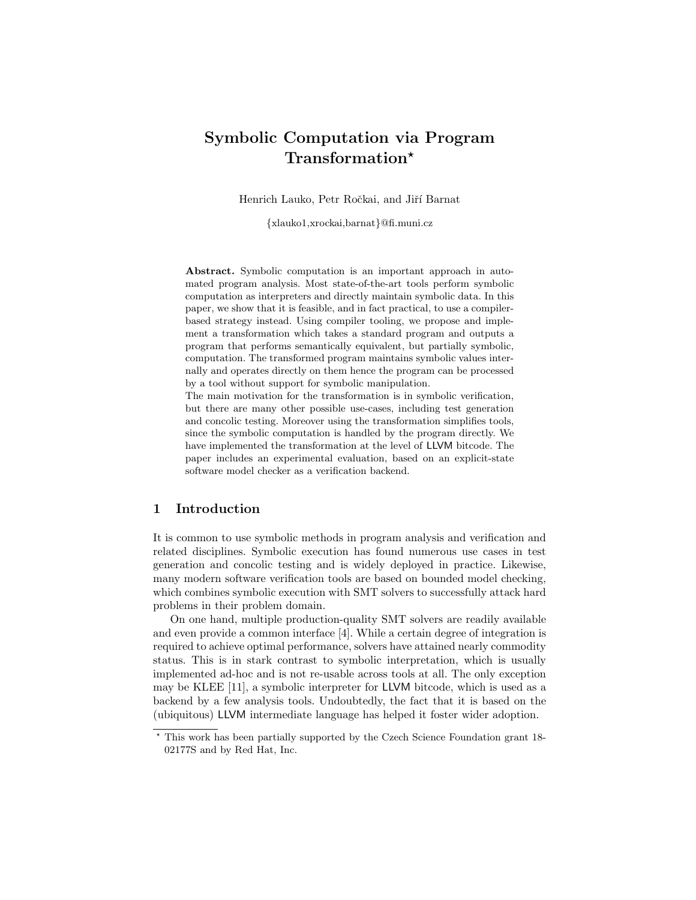# Symbolic Computation via Program Transformation*

Henrich Lauko, Petr Ročkai, and Jiří Barnat

{xlauko1,xrockai,barnat}@fi.muni.cz

**Abstract.** Symbolic computation is an important approach in automated program analysis. Most state-of-the-art tools perform symbolic computation as interpreters and directly maintain symbolic data. In this paper, we show that it is feasible, and in fact practical, to use a compiler-based strategy instead. Using compiler tooling, we propose and implement a transformation which takes a standard program and outputs a program that performs semantically equivalent, but partially symbolic, computation. The transformed program maintains symbolic values internally and operates directly on them hence the program can be processed by a tool without support for symbolic manipulation.

The main motivation for the transformation is in symbolic verification, but there are many other possible use-cases, including test generation and concolic testing. Moreover using the transformation simplifies tools, since the symbolic computation is handled by the program directly. We have implemented the transformation at the level of LLVM bitcode. The paper includes an experimental evaluation, based on an explicit-state software model checker as a verification backend.

## 1 Introduction

It is common to use symbolic methods in program analysis and verification and related disciplines. Symbolic execution has found numerous use cases in test generation and concolic testing and is widely deployed in practice. Likewise, many modern software verification tools are based on bounded model checking, which combines symbolic execution with SMT solvers to successfully attack hard problems in their problem domain.

On one hand, multiple production-quality SMT solvers are readily available and even provide a common interface [4]. While a certain degree of integration is required to achieve optimal performance, solvers have attained nearly commodity status. This is in stark contrast to symbolic interpretation, which is usually implemented ad-hoc and is not re-usable across tools at all. The only exception may be KLEE [11], a symbolic interpreter for LLVM bitcode, which is used as a backend by a few analysis tools. Undoubtedly, the fact that it is based on the (ubiquitous) LLVM intermediate language has helped it foster wider adoption.

* This work has been partially supported by the Czech Science Foundation grant 18-02177S and by Red Hat, Inc.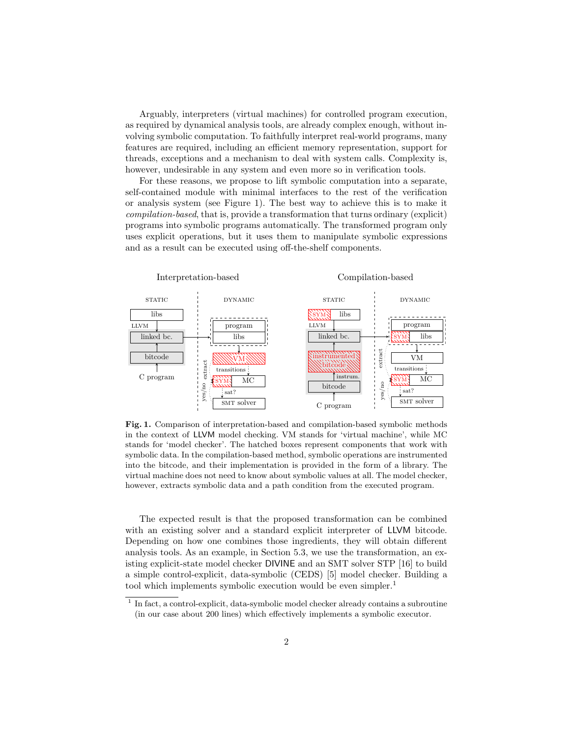Arguably, interpreters (virtual machines) for controlled program execution, as required by dynamical analysis tools, are already complex enough, without involving symbolic computation. To faithfully interpret real-world programs, many features are required, including an efficient memory representation, support for threads, exceptions and a mechanism to deal with system calls. Complexity is, however, undesirable in any system and even more so in verification tools.

For these reasons, we propose to lift symbolic computation into a separate, self-contained module with minimal interfaces to the rest of the verification or analysis system (see Figure 1). The best way to achieve this is to make it *compilation-based*, that is, provide a transformation that turns ordinary (explicit) programs into symbolic programs automatically. The transformed program only uses explicit operations, but it uses them to manipulate symbolic expressions and as a result can be executed using off-the-shelf components.

Interpretation-based

STATIC

DYNAMIC

libs

LLVM

linked bc.

bitcode

C program

program

libs

VM

transitions

SYM

MC

sat?

SMT solver

extract

yes/no

Compilation-based

STATIC

DYNAMIC

SYM

libs

LLVM

linked bc.

instrumented bitcode

instrum.

bitcode

C program

program

SYM

libs

VM

transitions

SYM

MC

sat?

SMT solver

extract

yes/no

**Fig. 1.** Comparison of interpretation-based and compilation-based symbolic methods in the context of LLVM model checking. VM stands for 'virtual machine', while MC stands for 'model checker'. The hatched boxes represent components that work with symbolic data. In the compilation-based method, symbolic operations are instrumented into the bitcode, and their implementation is provided in the form of a library. The virtual machine does not need to know about symbolic values at all. The model checker, however, extracts symbolic data and a path condition from the executed program.

The expected result is that the proposed transformation can be combined with an existing solver and a standard explicit interpreter of LLVM bitcode. Depending on how one combines those ingredients, they will obtain different analysis tools. As an example, in Section 5.3, we use the transformation, an existing explicit-state model checker DIVINE and an SMT solver STP [16] to build a simple control-explicit, data-symbolic (CEDS) [5] model checker. Building a tool which implements symbolic execution would be even simpler.[1]

[1] In fact, a control-explicit, data-symbolic model checker already contains a subroutine (in our case about 200 lines) which effectively implements a symbolic executor.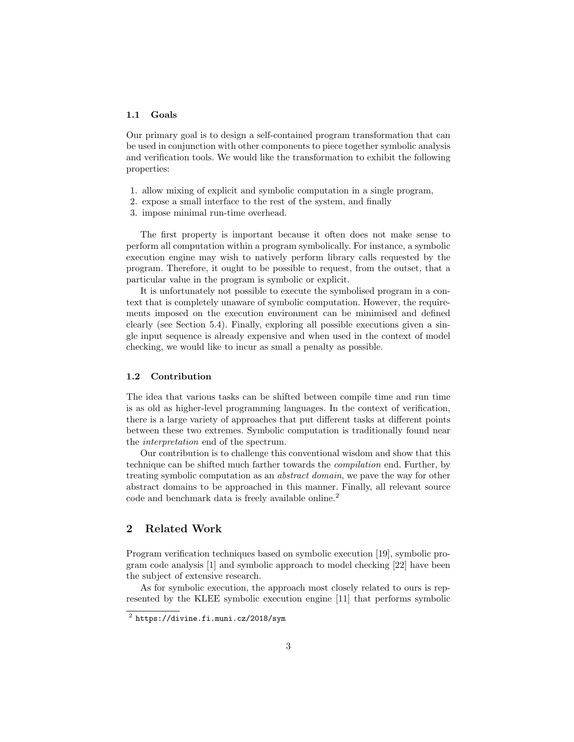### 1.1 Goals

Our primary goal is to design a self-contained program transformation that can be used in conjunction with other components to piece together symbolic analysis and verification tools. We would like the transformation to exhibit the following properties:

1. allow mixing of explicit and symbolic computation in a single program,
2. expose a small interface to the rest of the system, and finally
3. impose minimal run-time overhead.

The first property is important because it often does not make sense to perform all computation within a program symbolically. For instance, a symbolic execution engine may wish to natively perform library calls requested by the program. Therefore, it ought to be possible to request, from the outset, that a particular value in the program is symbolic or explicit.

It is unfortunately not possible to execute the symbolised program in a context that is completely unaware of symbolic computation. However, the requirements imposed on the execution environment can be minimised and defined clearly (see Section 5.4). Finally, exploring all possible executions given a single input sequence is already expensive and when used in the context of model checking, we would like to incur as small a penalty as possible.

### 1.2 Contribution

The idea that various tasks can be shifted between compile time and run time is as old as higher-level programming languages. In the context of verification, there is a large variety of approaches that put different tasks at different points between these two extremes. Symbolic computation is traditionally found near the *interpretation* end of the spectrum.

Our contribution is to challenge this conventional wisdom and show that this technique can be shifted much farther towards the *compilation* end. Further, by treating symbolic computation as an *abstract domain*, we pave the way for other abstract domains to be approached in this manner. Finally, all relevant source code and benchmark data is freely available online.[2]

## 2 Related Work

Program verification techniques based on symbolic execution [19], symbolic program code analysis [1] and symbolic approach to model checking [22] have been the subject of extensive research.

As for symbolic execution, the approach most closely related to ours is represented by the KLEE symbolic execution engine [11] that performs symbolic

[2] https://divine.fi.muni.cz/2018/sym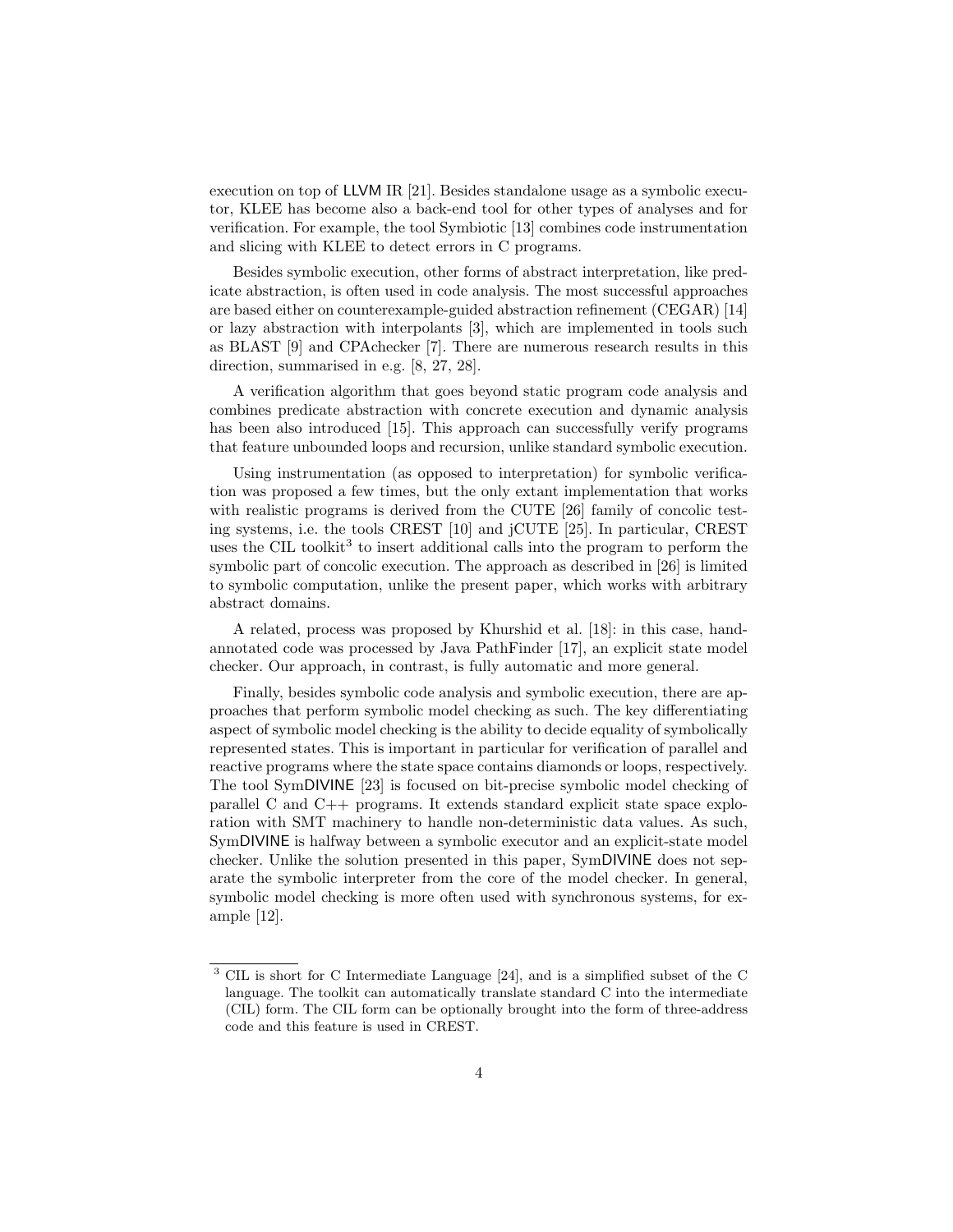execution on top of LLVM IR [21]. Besides standalone usage as a symbolic executor, KLEE has become also a back-end tool for other types of analyses and for verification. For example, the tool Symbiotic [13] combines code instrumentation and slicing with KLEE to detect errors in C programs.

Besides symbolic execution, other forms of abstract interpretation, like predicate abstraction, is often used in code analysis. The most successful approaches are based either on counterexample-guided abstraction refinement (CEGAR) [14] or lazy abstraction with interpolants [3], which are implemented in tools such as BLAST [9] and CPAchecker [7]. There are numerous research results in this direction, summarised in e.g. [8, 27, 28].

A verification algorithm that goes beyond static program code analysis and combines predicate abstraction with concrete execution and dynamic analysis has been also introduced [15]. This approach can successfully verify programs that feature unbounded loops and recursion, unlike standard symbolic execution.

Using instrumentation (as opposed to interpretation) for symbolic verification was proposed a few times, but the only extant implementation that works with realistic programs is derived from the CUTE [26] family of concolic testing systems, i.e. the tools CREST [10] and jCUTE [25]. In particular, CREST uses the CIL toolkit[3] to insert additional calls into the program to perform the symbolic part of concolic execution. The approach as described in [26] is limited to symbolic computation, unlike the present paper, which works with arbitrary abstract domains.

A related, process was proposed by Khurshid et al. [18]: in this case, hand-annotated code was processed by Java PathFinder [17], an explicit state model checker. Our approach, in contrast, is fully automatic and more general.

Finally, besides symbolic code analysis and symbolic execution, there are approaches that perform symbolic model checking as such. The key differentiating aspect of symbolic model checking is the ability to decide equality of symbolically represented states. This is important in particular for verification of parallel and reactive programs where the state space contains diamonds or loops, respectively. The tool SymDIVINE [23] is focused on bit-precise symbolic model checking of parallel C and C++ programs. It extends standard explicit state space exploration with SMT machinery to handle non-deterministic data values. As such, SymDIVINE is halfway between a symbolic executor and an explicit-state model checker. Unlike the solution presented in this paper, SymDIVINE does not separate the symbolic interpreter from the core of the model checker. In general, symbolic model checking is more often used with synchronous systems, for example [12].

[3] CIL is short for C Intermediate Language [24], and is a simplified subset of the C language. The toolkit can automatically translate standard C into the intermediate (CIL) form. The CIL form can be optionally brought into the form of three-address code and this feature is used in CREST.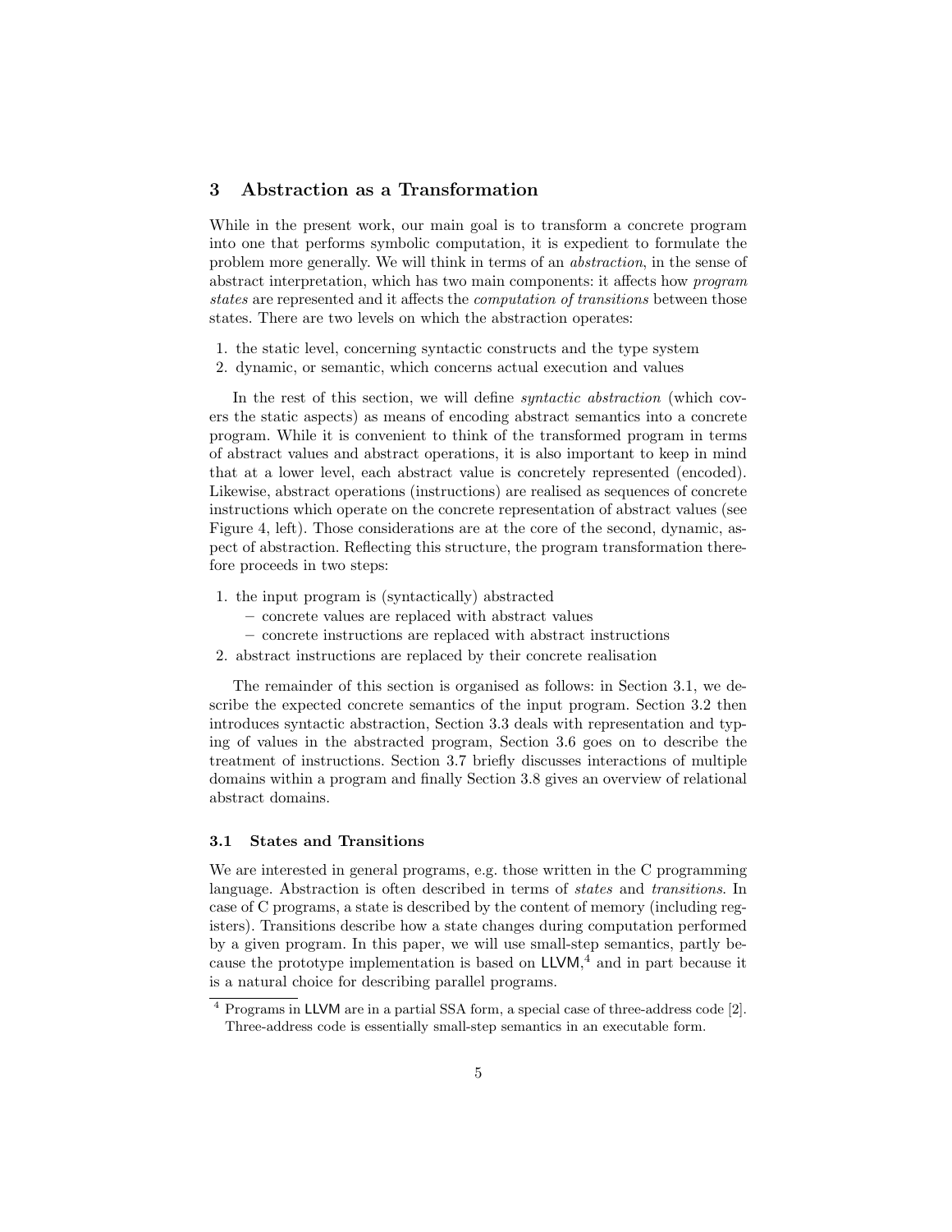## 3 Abstraction as a Transformation

While in the present work, our main goal is to transform a concrete program into one that performs symbolic computation, it is expedient to formulate the problem more generally. We will think in terms of an *abstraction*, in the sense of abstract interpretation, which has two main components: it affects how *program states* are represented and it affects the *computation of transitions* between those states. There are two levels on which the abstraction operates:

1. the static level, concerning syntactic constructs and the type system
2. dynamic, or semantic, which concerns actual execution and values

In the rest of this section, we will define *syntactic abstraction* (which covers the static aspects) as means of encoding abstract semantics into a concrete program. While it is convenient to think of the transformed program in terms of abstract values and abstract operations, it is also important to keep in mind that at a lower level, each abstract value is concretely represented (encoded). Likewise, abstract operations (instructions) are realised as sequences of concrete instructions which operate on the concrete representation of abstract values (see Figure 4, left). Those considerations are at the core of the second, dynamic, aspect of abstraction. Reflecting this structure, the program transformation therefore proceeds in two steps:

1. the input program is (syntactically) abstracted
   - concrete values are replaced with abstract values
   - concrete instructions are replaced with abstract instructions
2. abstract instructions are replaced by their concrete realisation

The remainder of this section is organised as follows: in Section 3.1, we describe the expected concrete semantics of the input program. Section 3.2 then introduces syntactic abstraction, Section 3.3 deals with representation and typing of values in the abstracted program, Section 3.6 goes on to describe the treatment of instructions. Section 3.7 briefly discusses interactions of multiple domains within a program and finally Section 3.8 gives an overview of relational abstract domains.

### 3.1 States and Transitions

We are interested in general programs, e.g. those written in the C programming language. Abstraction is often described in terms of *states* and *transitions*. In case of C programs, a state is described by the content of memory (including registers). Transitions describe how a state changes during computation performed by a given program. In this paper, we will use small-step semantics, partly because the prototype implementation is based on LLVM,[4] and in part because it is a natural choice for describing parallel programs.

---

[4] Programs in LLVM are in a partial SSA form, a special case of three-address code [2]. Three-address code is essentially small-step semantics in an executable form.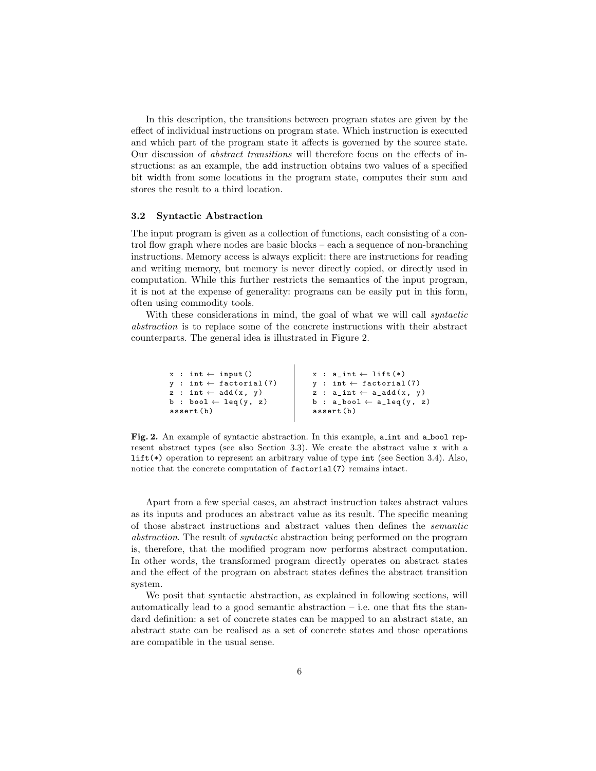In this description, the transitions between program states are given by the effect of individual instructions on program state. Which instruction is executed and which part of the program state it affects is governed by the source state. Our discussion of *abstract transitions* will therefore focus on the effects of instructions: as an example, the `add` instruction obtains two values of a specified bit width from some locations in the program state, computes their sum and stores the result to a third location.

### 3.2 Syntactic Abstraction

The input program is given as a collection of functions, each consisting of a control flow graph where nodes are basic blocks – each a sequence of non-branching instructions. Memory access is always explicit: there are instructions for reading and writing memory, but memory is never directly copied, or directly used in computation. While this further restricts the semantics of the input program, it is not at the expense of generality: programs can be easily put in this form, often using commodity tools.

With these considerations in mind, the goal of what we will call *syntactic abstraction* is to replace some of the concrete instructions with their abstract counterparts. The general idea is illustrated in Figure 2.

```
x : int ← input()                 x : a_int ← lift(*)
y : int ← factorial(7)            y : int ← factorial(7)
z : int ← add(x, y)               z : a_int ← a_add(x, y)
b : bool ← leq(y, z)              b : a_bool ← a_leq(y, z)
assert(b)                         assert(b)
```

**Fig. 2.** An example of syntactic abstraction. In this example, `a_int` and `a_bool` represent abstract types (see also Section 3.3). We create the abstract value `x` with a `lift(*)` operation to represent an arbitrary value of type `int` (see Section 3.4). Also, notice that the concrete computation of `factorial(7)` remains intact.

Apart from a few special cases, an abstract instruction takes abstract values as its inputs and produces an abstract value as its result. The specific meaning of those abstract instructions and abstract values then defines the *semantic abstraction*. The result of *syntactic* abstraction being performed on the program is, therefore, that the modified program now performs abstract computation. In other words, the transformed program directly operates on abstract states and the effect of the program on abstract states defines the abstract transition system.

We posit that syntactic abstraction, as explained in following sections, will automatically lead to a good semantic abstraction – i.e. one that fits the standard definition: a set of concrete states can be mapped to an abstract state, an abstract state can be realised as a set of concrete states and those operations are compatible in the usual sense.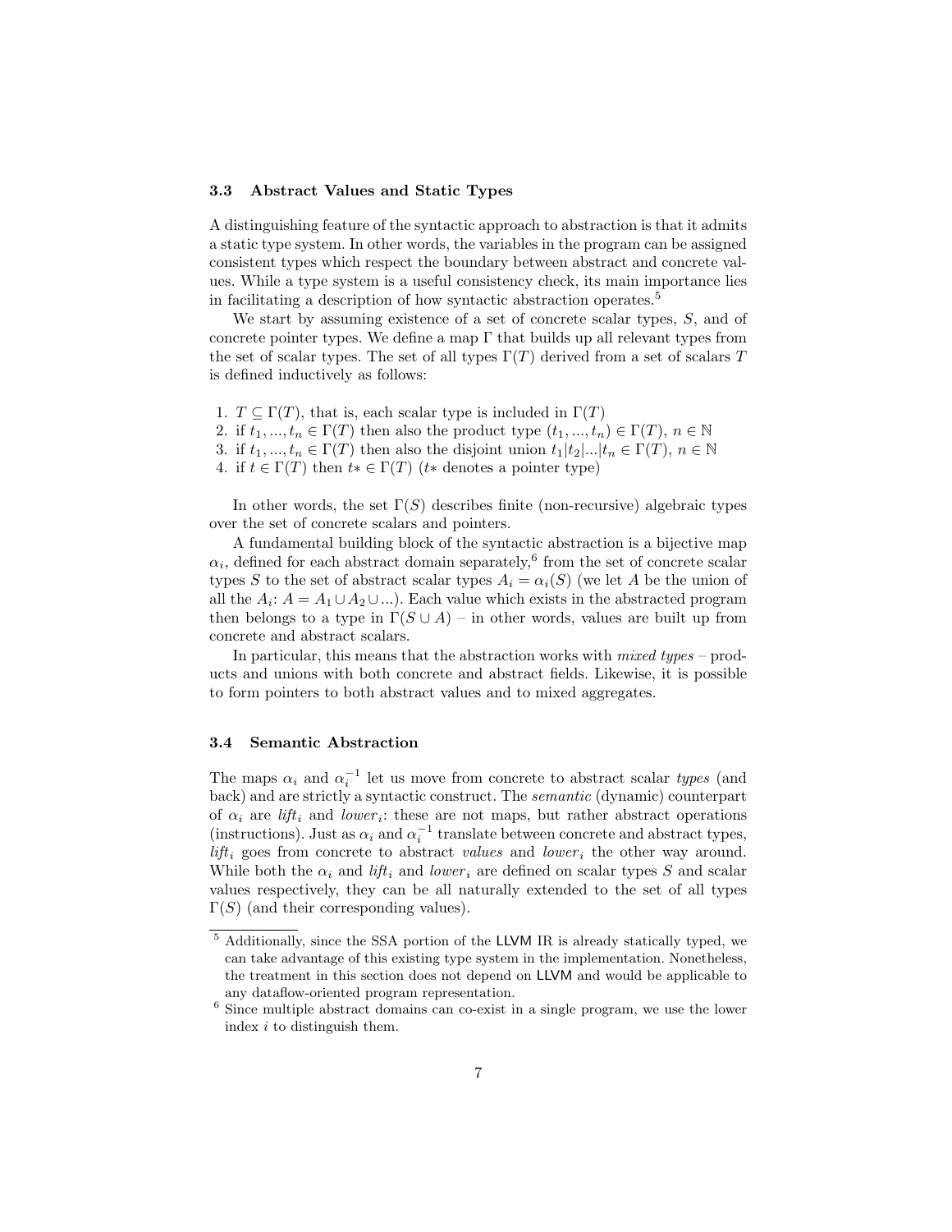### 3.3 Abstract Values and Static Types

A distinguishing feature of the syntactic approach to abstraction is that it admits a static type system. In other words, the variables in the program can be assigned consistent types which respect the boundary between abstract and concrete values. While a type system is a useful consistency check, its main importance lies in facilitating a description of how syntactic abstraction operates.[5]

We start by assuming existence of a set of concrete scalar types, $S$, and of concrete pointer types. We define a map $\Gamma$ that builds up all relevant types from the set of scalar types. The set of all types $\Gamma(T)$ derived from a set of scalars $T$ is defined inductively as follows:

1. $T \subseteq \Gamma(T)$, that is, each scalar type is included in $\Gamma(T)$
2. if $t_1, ..., t_n \in \Gamma(T)$ then also the product type $(t_1, ..., t_n) \in \Gamma(T)$, $n \in \mathbb{N}$
3. if $t_1, ..., t_n \in \Gamma(T)$ then also the disjoint union $t_1|t_2|...|t_n \in \Gamma(T)$, $n \in \mathbb{N}$
4. if $t \in \Gamma(T)$ then $t* \in \Gamma(T)$ ($t*$ denotes a pointer type)

In other words, the set $\Gamma(S)$ describes finite (non-recursive) algebraic types over the set of concrete scalars and pointers.

A fundamental building block of the syntactic abstraction is a bijective map $\alpha_i$, defined for each abstract domain separately,[6] from the set of concrete scalar types $S$ to the set of abstract scalar types $A_i = \alpha_i(S)$ (we let $A$ be the union of all the $A_i$: $A = A_1 \cup A_2 \cup ...$). Each value which exists in the abstracted program then belongs to a type in $\Gamma(S \cup A)$ – in other words, values are built up from concrete and abstract scalars.

In particular, this means that the abstraction works with *mixed types* – products and unions with both concrete and abstract fields. Likewise, it is possible to form pointers to both abstract values and to mixed aggregates.

### 3.4 Semantic Abstraction

The maps $\alpha_i$ and $\alpha_i^{-1}$ let us move from concrete to abstract scalar *types* (and back) and are strictly a syntactic construct. The *semantic* (dynamic) counterpart of $\alpha_i$ are $lift_i$ and $lower_i$: these are not maps, but rather abstract operations (instructions). Just as $\alpha_i$ and $\alpha_i^{-1}$ translate between concrete and abstract types, $lift_i$ goes from concrete to abstract *values* and $lower_i$ the other way around. While both the $\alpha_i$ and $lift_i$ and $lower_i$ are defined on scalar types $S$ and scalar values respectively, they can be all naturally extended to the set of all types $\Gamma(S)$ (and their corresponding values).

---

[5] Additionally, since the SSA portion of the LLVM IR is already statically typed, we can take advantage of this existing type system in the implementation. Nonetheless, the treatment in this section does not depend on LLVM and would be applicable to any dataflow-oriented program representation.

[6] Since multiple abstract domains can co-exist in a single program, we use the lower index $i$ to distinguish them.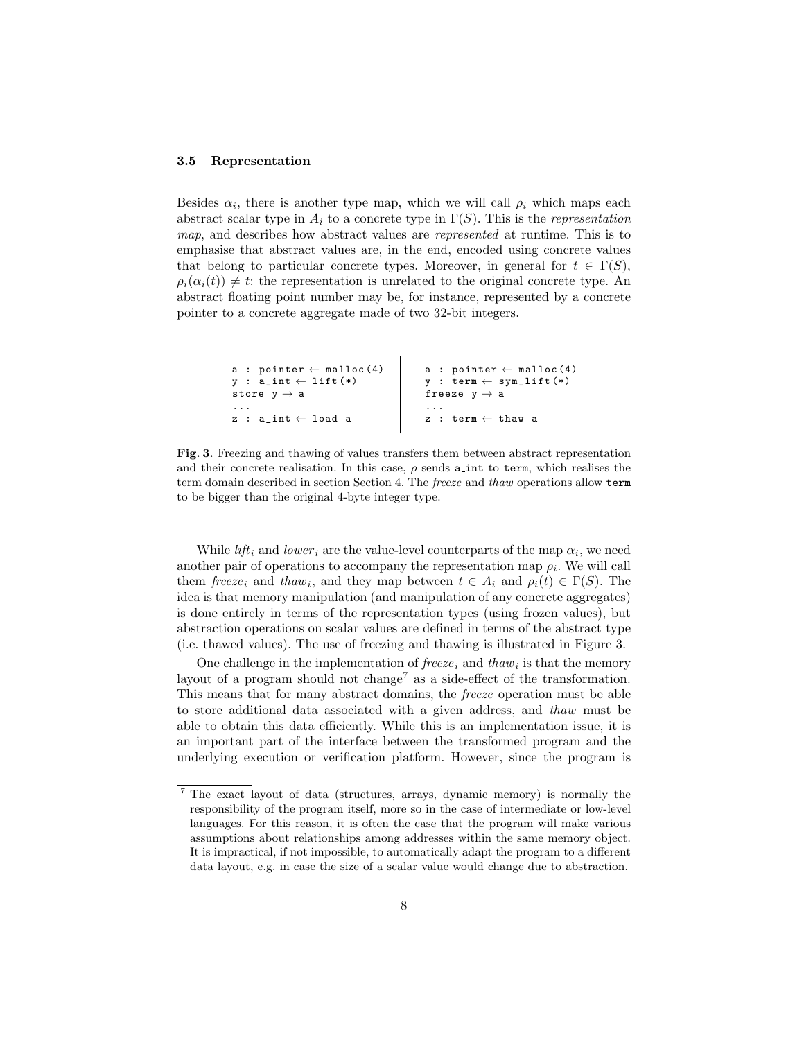### 3.5 Representation

Besides $\alpha_i$, there is another type map, which we will call $\rho_i$ which maps each abstract scalar type in $A_i$ to a concrete type in $\Gamma(S)$. This is the *representation map*, and describes how abstract values are *represented* at runtime. This is to emphasise that abstract values are, in the end, encoded using concrete values that belong to particular concrete types. Moreover, in general for $t \in \Gamma(S)$, $\rho_i(\alpha_i(t)) \neq t$: the representation is unrelated to the original concrete type. An abstract floating point number may be, for instance, represented by a concrete pointer to a concrete aggregate made of two 32-bit integers.

```
a : pointer ← malloc(4)
y : a_int ← lift(*)
store y → a
...
z : a_int ← load a
```

```
a : pointer ← malloc(4)
y : term ← sym_lift(*)
freeze y → a
...
z : term ← thaw a
```

**Fig. 3.** Freezing and thawing of values transfers them between abstract representation and their concrete realisation. In this case, $\rho$ sends `a_int` to `term`, which realises the term domain described in section Section 4. The *freeze* and *thaw* operations allow `term` to be bigger than the original 4-byte integer type.

While $lift_i$ and $lower_i$ are the value-level counterparts of the map $\alpha_i$, we need another pair of operations to accompany the representation map $\rho_i$. We will call them $freeze_i$ and $thaw_i$, and they map between $t \in A_i$ and $\rho_i(t) \in \Gamma(S)$. The idea is that memory manipulation (and manipulation of any concrete aggregates) is done entirely in terms of the representation types (using frozen values), but abstraction operations on scalar values are defined in terms of the abstract type (i.e. thawed values). The use of freezing and thawing is illustrated in Figure 3.

One challenge in the implementation of $freeze_i$ and $thaw_i$ is that the memory layout of a program should not change[7] as a side-effect of the transformation. This means that for many abstract domains, the *freeze* operation must be able to store additional data associated with a given address, and *thaw* must be able to obtain this data efficiently. While this is an implementation issue, it is an important part of the interface between the transformed program and the underlying execution or verification platform. However, since the program is

[7] The exact layout of data (structures, arrays, dynamic memory) is normally the responsibility of the program itself, more so in the case of intermediate or low-level languages. For this reason, it is often the case that the program will make various assumptions about relationships among addresses within the same memory object. It is impractical, if not impossible, to automatically adapt the program to a different data layout, e.g. in case the size of a scalar value would change due to abstraction.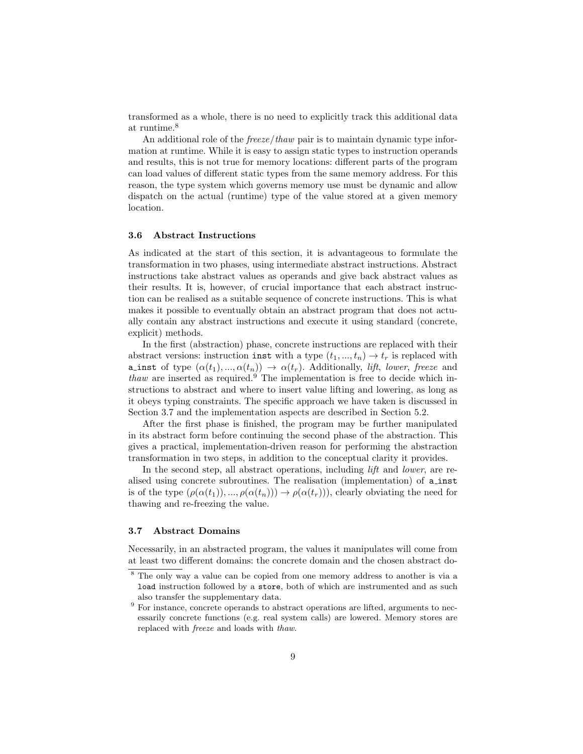transformed as a whole, there is no need to explicitly track this additional data at runtime.[8]

An additional role of the *freeze*/*thaw* pair is to maintain dynamic type information at runtime. While it is easy to assign static types to instruction operands and results, this is not true for memory locations: different parts of the program can load values of different static types from the same memory address. For this reason, the type system which governs memory use must be dynamic and allow dispatch on the actual (runtime) type of the value stored at a given memory location.

### 3.6 Abstract Instructions

As indicated at the start of this section, it is advantageous to formulate the transformation in two phases, using intermediate abstract instructions. Abstract instructions take abstract values as operands and give back abstract values as their results. It is, however, of crucial importance that each abstract instruction can be realised as a suitable sequence of concrete instructions. This is what makes it possible to eventually obtain an abstract program that does not actually contain any abstract instructions and execute it using standard (concrete, explicit) methods.

In the first (abstraction) phase, concrete instructions are replaced with their abstract versions: instruction `inst` with a type $(t_1, ..., t_n) \rightarrow t_r$ is replaced with `a_inst` of type $(\alpha(t_1), ..., \alpha(t_n)) \rightarrow \alpha(t_r)$. Additionally, *lift*, *lower*, *freeze* and *thaw* are inserted as required.[9] The implementation is free to decide which instructions to abstract and where to insert value lifting and lowering, as long as it obeys typing constraints. The specific approach we have taken is discussed in Section 3.7 and the implementation aspects are described in Section 5.2.

After the first phase is finished, the program may be further manipulated in its abstract form before continuing the second phase of the abstraction. This gives a practical, implementation-driven reason for performing the abstraction transformation in two steps, in addition to the conceptual clarity it provides.

In the second step, all abstract operations, including *lift* and *lower*, are realised using concrete subroutines. The realisation (implementation) of `a_inst` is of the type $(\rho(\alpha(t_1)), ..., \rho(\alpha(t_n))) \rightarrow \rho(\alpha(t_r)))$, clearly obviating the need for thawing and re-freezing the value.

### 3.7 Abstract Domains

Necessarily, in an abstracted program, the values it manipulates will come from at least two different domains: the concrete domain and the chosen abstract do-

---

[8] The only way a value can be copied from one memory address to another is via a `load` instruction followed by a `store`, both of which are instrumented and as such also transfer the supplementary data.

[9] For instance, concrete operands to abstract operations are lifted, arguments to necessarily concrete functions (e.g. real system calls) are lowered. Memory stores are replaced with *freeze* and loads with *thaw*.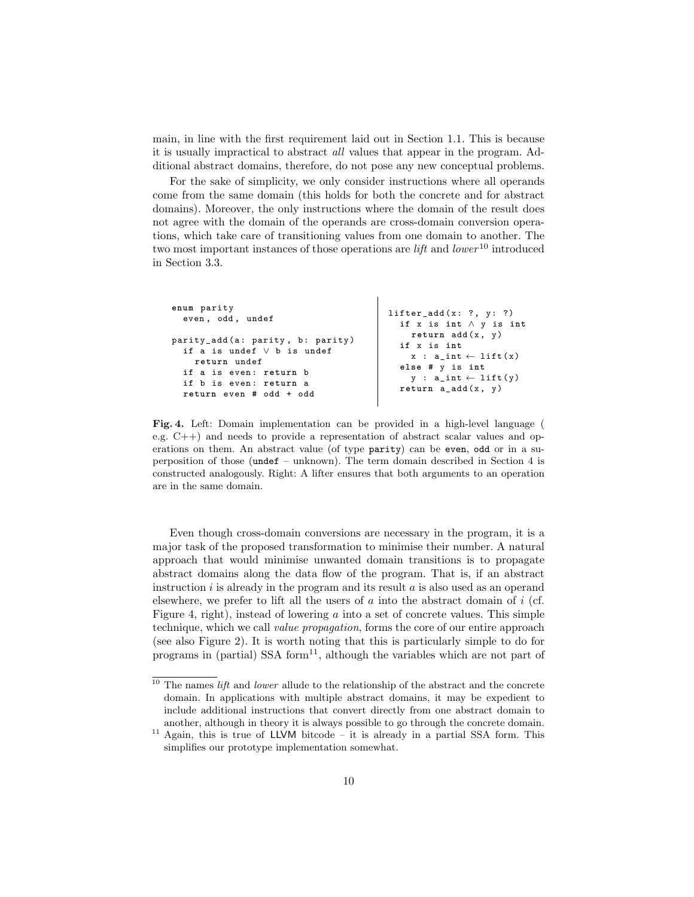main, in line with the first requirement laid out in Section 1.1. This is because it is usually impractical to abstract *all* values that appear in the program. Additional abstract domains, therefore, do not pose any new conceptual problems.

For the sake of simplicity, we only consider instructions where all operands come from the same domain (this holds for both the concrete and for abstract domains). Moreover, the only instructions where the domain of the result does not agree with the domain of the operands are cross-domain conversion operations, which take care of transitioning values from one domain to another. The two most important instances of those operations are *lift* and *lower*[10] introduced in Section 3.3.

```
enum parity
  even, odd, undef

parity_add(a: parity, b: parity)
  if a is undef ∨ b is undef
    return undef
  if a is even: return b
  if b is even: return a
  return even # odd + odd
```

```
lifter_add(x: ?, y: ?)
  if x is int ∧ y is int
    return add(x, y)
  if x is int
    x : a_int ← lift(x)
  else # y is int
    y : a_int ← lift(y)
  return a_add(x, y)
```

**Fig. 4.** Left: Domain implementation can be provided in a high-level language ( e.g. C++) and needs to provide a representation of abstract scalar values and operations on them. An abstract value (of type `parity`) can be `even`, `odd` or in a superposition of those (`undef` – unknown). The term domain described in Section 4 is constructed analogously. Right: A lifter ensures that both arguments to an operation are in the same domain.

Even though cross-domain conversions are necessary in the program, it is a major task of the proposed transformation to minimise their number. A natural approach that would minimise unwanted domain transitions is to propagate abstract domains along the data flow of the program. That is, if an abstract instruction $i$ is already in the program and its result $a$ is also used as an operand elsewhere, we prefer to lift all the users of $a$ into the abstract domain of $i$ (cf. Figure 4, right), instead of lowering $a$ into a set of concrete values. This simple technique, which we call *value propagation*, forms the core of our entire approach (see also Figure 2). It is worth noting that this is particularly simple to do for programs in (partial) SSA form[11], although the variables which are not part of

---

[10] The names *lift* and *lower* allude to the relationship of the abstract and the concrete domain. In applications with multiple abstract domains, it may be expedient to include additional instructions that convert directly from one abstract domain to another, although in theory it is always possible to go through the concrete domain.

[11] Again, this is true of LLVM bitcode – it is already in a partial SSA form. This simplifies our prototype implementation somewhat.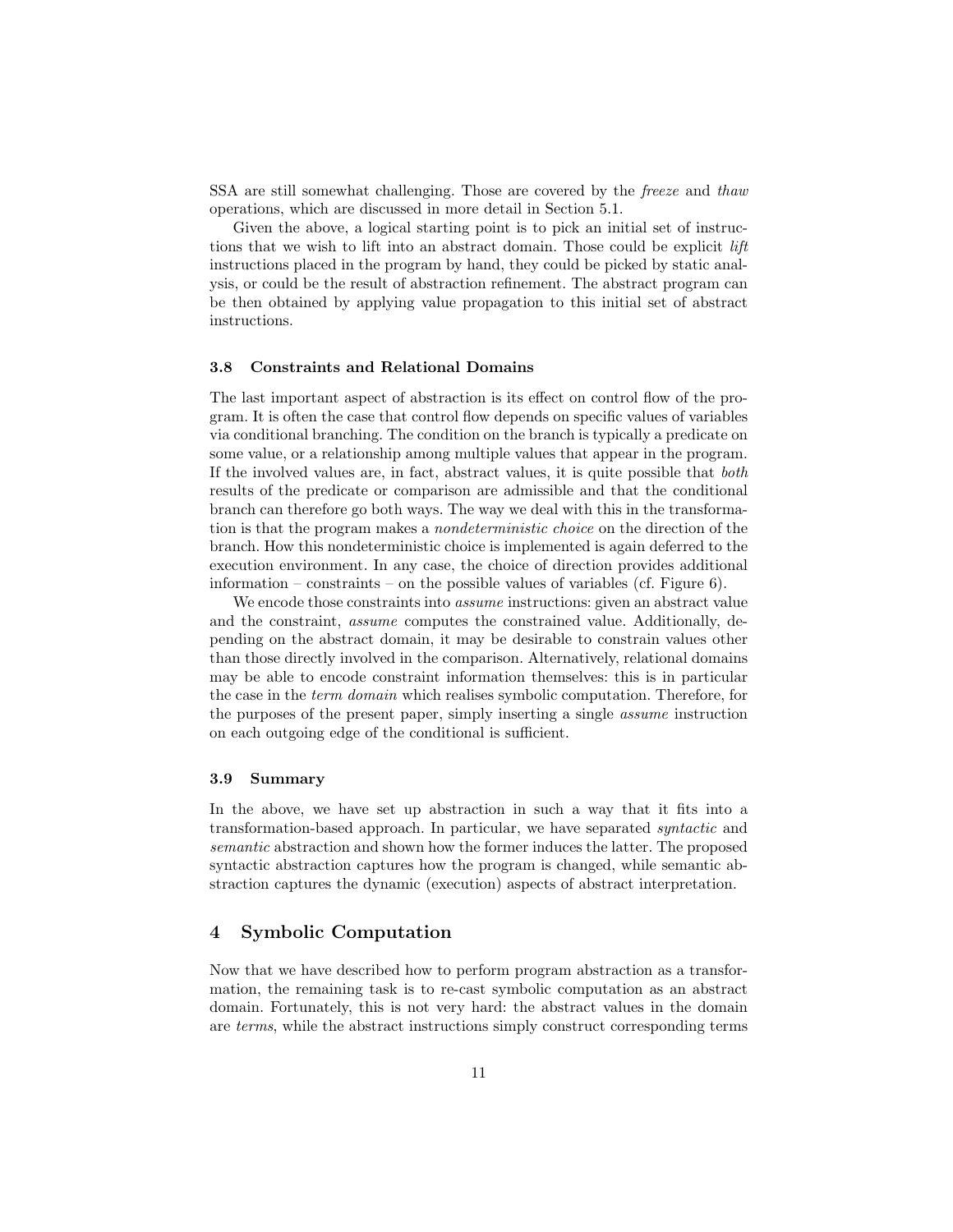SSA are still somewhat challenging. Those are covered by the *freeze* and *thaw* operations, which are discussed in more detail in Section 5.1.

Given the above, a logical starting point is to pick an initial set of instructions that we wish to lift into an abstract domain. Those could be explicit *lift* instructions placed in the program by hand, they could be picked by static analysis, or could be the result of abstraction refinement. The abstract program can be then obtained by applying value propagation to this initial set of abstract instructions.

### 3.8 Constraints and Relational Domains

The last important aspect of abstraction is its effect on control flow of the program. It is often the case that control flow depends on specific values of variables via conditional branching. The condition on the branch is typically a predicate on some value, or a relationship among multiple values that appear in the program. If the involved values are, in fact, abstract values, it is quite possible that *both* results of the predicate or comparison are admissible and that the conditional branch can therefore go both ways. The way we deal with this in the transformation is that the program makes a *nondeterministic choice* on the direction of the branch. How this nondeterministic choice is implemented is again deferred to the execution environment. In any case, the choice of direction provides additional information – constraints – on the possible values of variables (cf. Figure 6).

We encode those constraints into *assume* instructions: given an abstract value and the constraint, *assume* computes the constrained value. Additionally, depending on the abstract domain, it may be desirable to constrain values other than those directly involved in the comparison. Alternatively, relational domains may be able to encode constraint information themselves: this is in particular the case in the *term domain* which realises symbolic computation. Therefore, for the purposes of the present paper, simply inserting a single *assume* instruction on each outgoing edge of the conditional is sufficient.

### 3.9 Summary

In the above, we have set up abstraction in such a way that it fits into a transformation-based approach. In particular, we have separated *syntactic* and *semantic* abstraction and shown how the former induces the latter. The proposed syntactic abstraction captures how the program is changed, while semantic abstraction captures the dynamic (execution) aspects of abstract interpretation.

## 4 Symbolic Computation

Now that we have described how to perform program abstraction as a transformation, the remaining task is to re-cast symbolic computation as an abstract domain. Fortunately, this is not very hard: the abstract values in the domain are *terms*, while the abstract instructions simply construct corresponding terms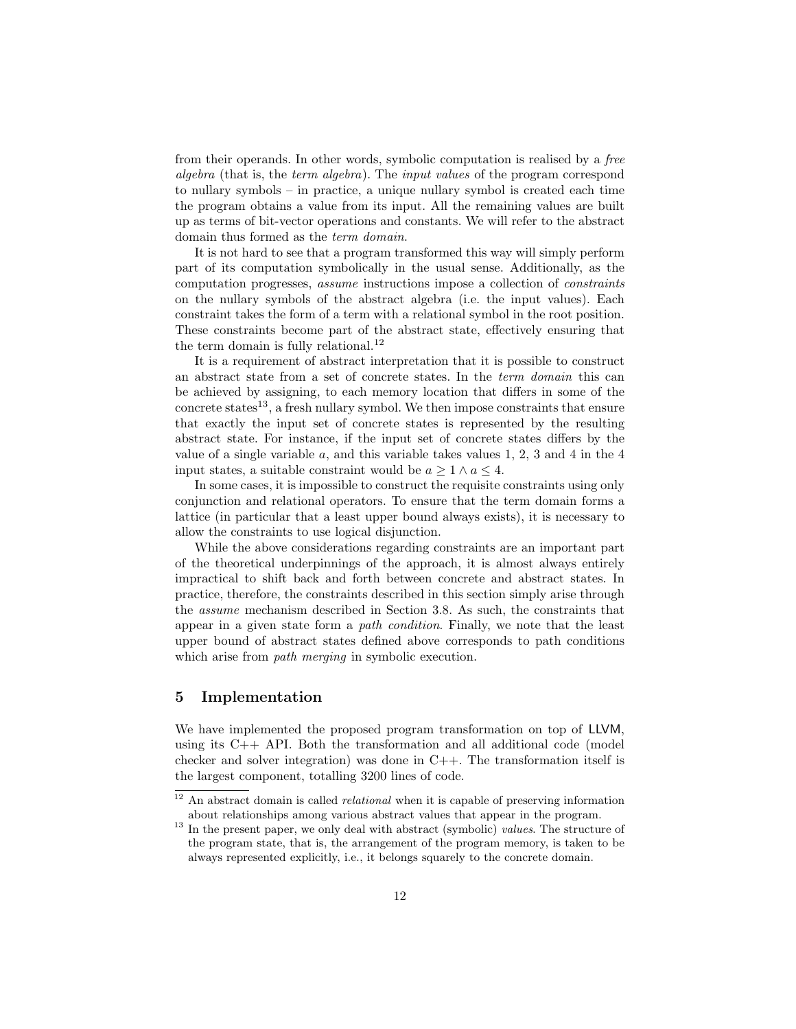from their operands. In other words, symbolic computation is realised by a *free algebra* (that is, the *term algebra*). The *input values* of the program correspond to nullary symbols – in practice, a unique nullary symbol is created each time the program obtains a value from its input. All the remaining values are built up as terms of bit-vector operations and constants. We will refer to the abstract domain thus formed as the *term domain*.

It is not hard to see that a program transformed this way will simply perform part of its computation symbolically in the usual sense. Additionally, as the computation progresses, *assume* instructions impose a collection of *constraints* on the nullary symbols of the abstract algebra (i.e. the input values). Each constraint takes the form of a term with a relational symbol in the root position. These constraints become part of the abstract state, effectively ensuring that the term domain is fully relational.[12]

It is a requirement of abstract interpretation that it is possible to construct an abstract state from a set of concrete states. In the *term domain* this can be achieved by assigning, to each memory location that differs in some of the concrete states[13], a fresh nullary symbol. We then impose constraints that ensure that exactly the input set of concrete states is represented by the resulting abstract state. For instance, if the input set of concrete states differs by the value of a single variable $a$, and this variable takes values 1, 2, 3 and 4 in the 4 input states, a suitable constraint would be $a \geq 1 \land a \leq 4$.

In some cases, it is impossible to construct the requisite constraints using only conjunction and relational operators. To ensure that the term domain forms a lattice (in particular that a least upper bound always exists), it is necessary to allow the constraints to use logical disjunction.

While the above considerations regarding constraints are an important part of the theoretical underpinnings of the approach, it is almost always entirely impractical to shift back and forth between concrete and abstract states. In practice, therefore, the constraints described in this section simply arise through the *assume* mechanism described in Section 3.8. As such, the constraints that appear in a given state form a *path condition*. Finally, we note that the least upper bound of abstract states defined above corresponds to path conditions which arise from *path merging* in symbolic execution.

## 5 Implementation

We have implemented the proposed program transformation on top of LLVM, using its C++ API. Both the transformation and all additional code (model checker and solver integration) was done in C++. The transformation itself is the largest component, totalling 3200 lines of code.

---

[12] An abstract domain is called *relational* when it is capable of preserving information about relationships among various abstract values that appear in the program.

[13] In the present paper, we only deal with abstract (symbolic) *values*. The structure of the program state, that is, the arrangement of the program memory, is taken to be always represented explicitly, i.e., it belongs squarely to the concrete domain.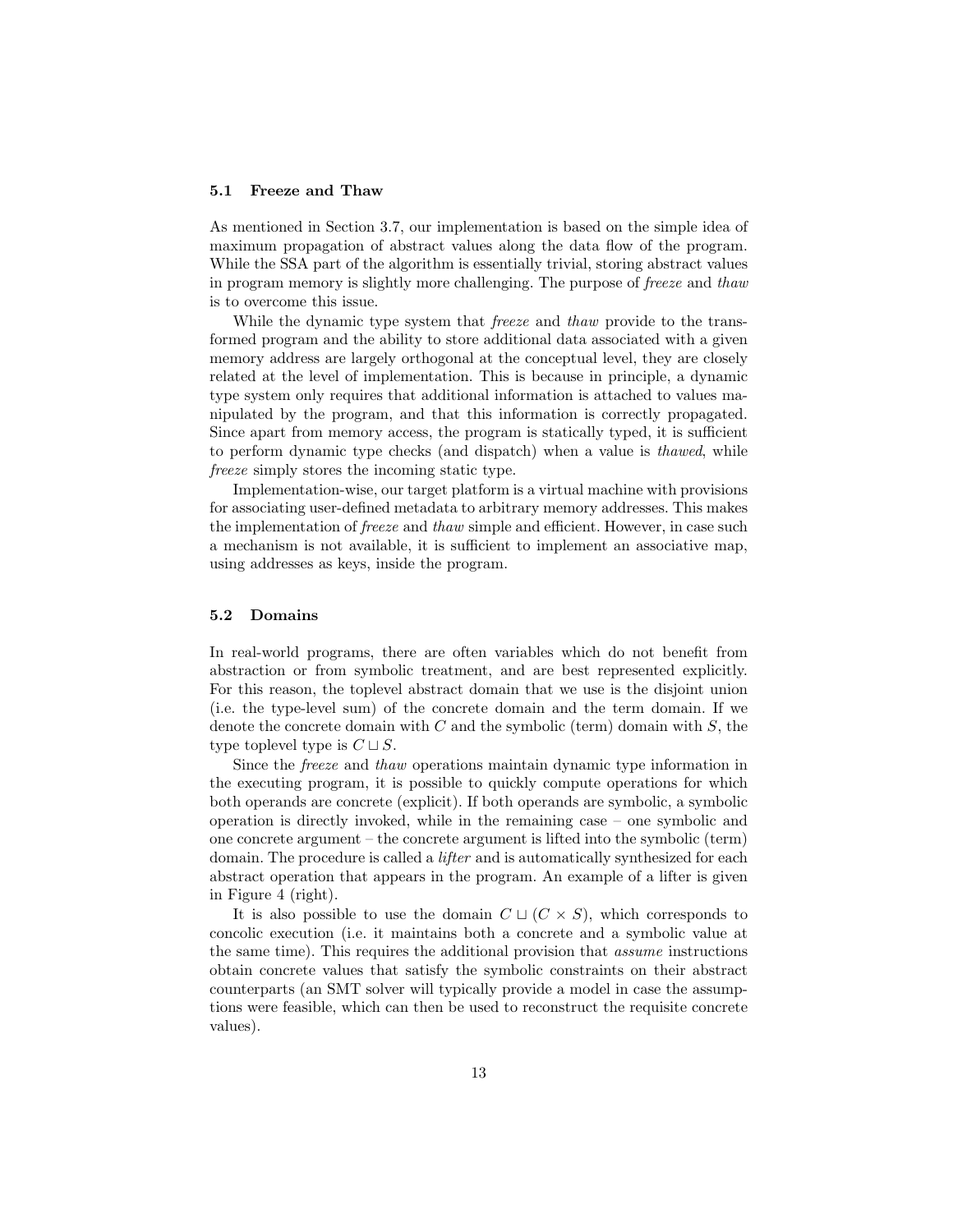### 5.1 Freeze and Thaw

As mentioned in Section 3.7, our implementation is based on the simple idea of maximum propagation of abstract values along the data flow of the program. While the SSA part of the algorithm is essentially trivial, storing abstract values in program memory is slightly more challenging. The purpose of *freeze* and *thaw* is to overcome this issue.

While the dynamic type system that *freeze* and *thaw* provide to the transformed program and the ability to store additional data associated with a given memory address are largely orthogonal at the conceptual level, they are closely related at the level of implementation. This is because in principle, a dynamic type system only requires that additional information is attached to values manipulated by the program, and that this information is correctly propagated. Since apart from memory access, the program is statically typed, it is sufficient to perform dynamic type checks (and dispatch) when a value is *thawed*, while *freeze* simply stores the incoming static type.

Implementation-wise, our target platform is a virtual machine with provisions for associating user-defined metadata to arbitrary memory addresses. This makes the implementation of *freeze* and *thaw* simple and efficient. However, in case such a mechanism is not available, it is sufficient to implement an associative map, using addresses as keys, inside the program.

### 5.2 Domains

In real-world programs, there are often variables which do not benefit from abstraction or from symbolic treatment, and are best represented explicitly. For this reason, the toplevel abstract domain that we use is the disjoint union (i.e. the type-level sum) of the concrete domain and the term domain. If we denote the concrete domain with $C$ and the symbolic (term) domain with $S$, the type toplevel type is $C \sqcup S$.

Since the *freeze* and *thaw* operations maintain dynamic type information in the executing program, it is possible to quickly compute operations for which both operands are concrete (explicit). If both operands are symbolic, a symbolic operation is directly invoked, while in the remaining case – one symbolic and one concrete argument – the concrete argument is lifted into the symbolic (term) domain. The procedure is called a *lifter* and is automatically synthesized for each abstract operation that appears in the program. An example of a lifter is given in Figure 4 (right).

It is also possible to use the domain $C \sqcup (C \times S)$, which corresponds to concolic execution (i.e. it maintains both a concrete and a symbolic value at the same time). This requires the additional provision that *assume* instructions obtain concrete values that satisfy the symbolic constraints on their abstract counterparts (an SMT solver will typically provide a model in case the assumptions were feasible, which can then be used to reconstruct the requisite concrete values).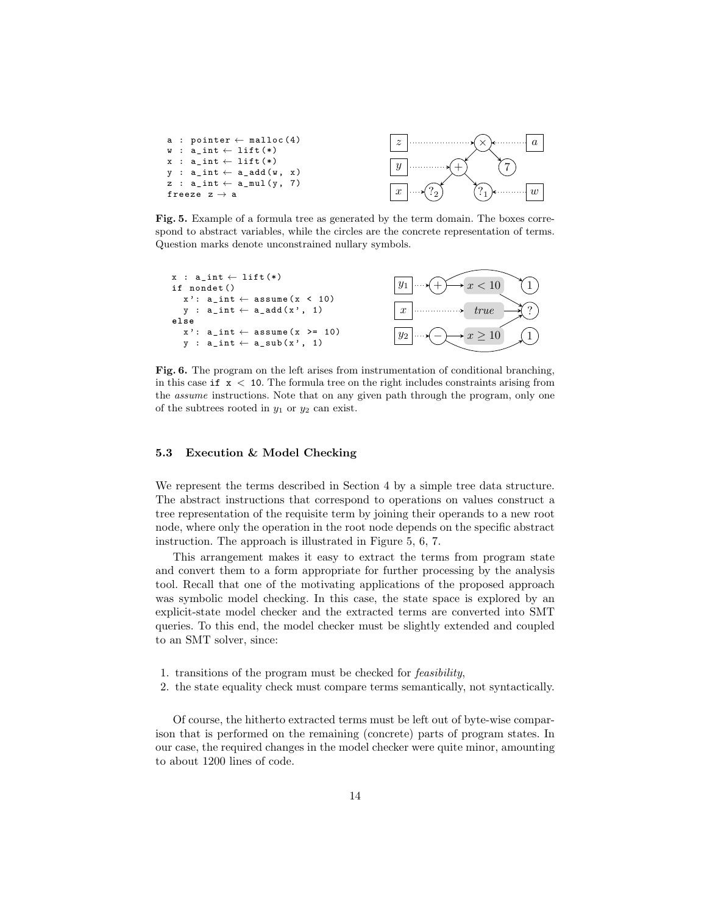```
a : pointer ← malloc(4)
w : a_int ← lift(*)
x : a_int ← lift(*)
y : a_int ← a_add(w, x)
z : a_int ← a_mul(y, 7)
freeze z → a
```

**Fig. 5.** Example of a formula tree as generated by the term domain. The boxes correspond to abstract variables, while the circles are the concrete representation of terms. Question marks denote unconstrained nullary symbols.

```
x : a_int ← lift(*)
if nondet()
  x': a_int ← assume(x < 10)
  y : a_int ← a_add(x', 1)
else
  x': a_int ← assume(x >= 10)
  y : a_int ← a_sub(x', 1)
```

**Fig. 6.** The program on the left arises from instrumentation of conditional branching, in this case `if x < 10`. The formula tree on the right includes constraints arising from the *assume* instructions. Note that on any given path through the program, only one of the subtrees rooted in $y_1$ or $y_2$ can exist.

### 5.3 Execution & Model Checking

We represent the terms described in Section 4 by a simple tree data structure. The abstract instructions that correspond to operations on values construct a tree representation of the requisite term by joining their operands to a new root node, where only the operation in the root node depends on the specific abstract instruction. The approach is illustrated in Figure 5, 6, 7.

This arrangement makes it easy to extract the terms from program state and convert them to a form appropriate for further processing by the analysis tool. Recall that one of the motivating applications of the proposed approach was symbolic model checking. In this case, the state space is explored by an explicit-state model checker and the extracted terms are converted into SMT queries. To this end, the model checker must be slightly extended and coupled to an SMT solver, since:

1. transitions of the program must be checked for *feasibility*,
2. the state equality check must compare terms semantically, not syntactically.

Of course, the hitherto extracted terms must be left out of byte-wise comparison that is performed on the remaining (concrete) parts of program states. In our case, the required changes in the model checker were quite minor, amounting to about 1200 lines of code.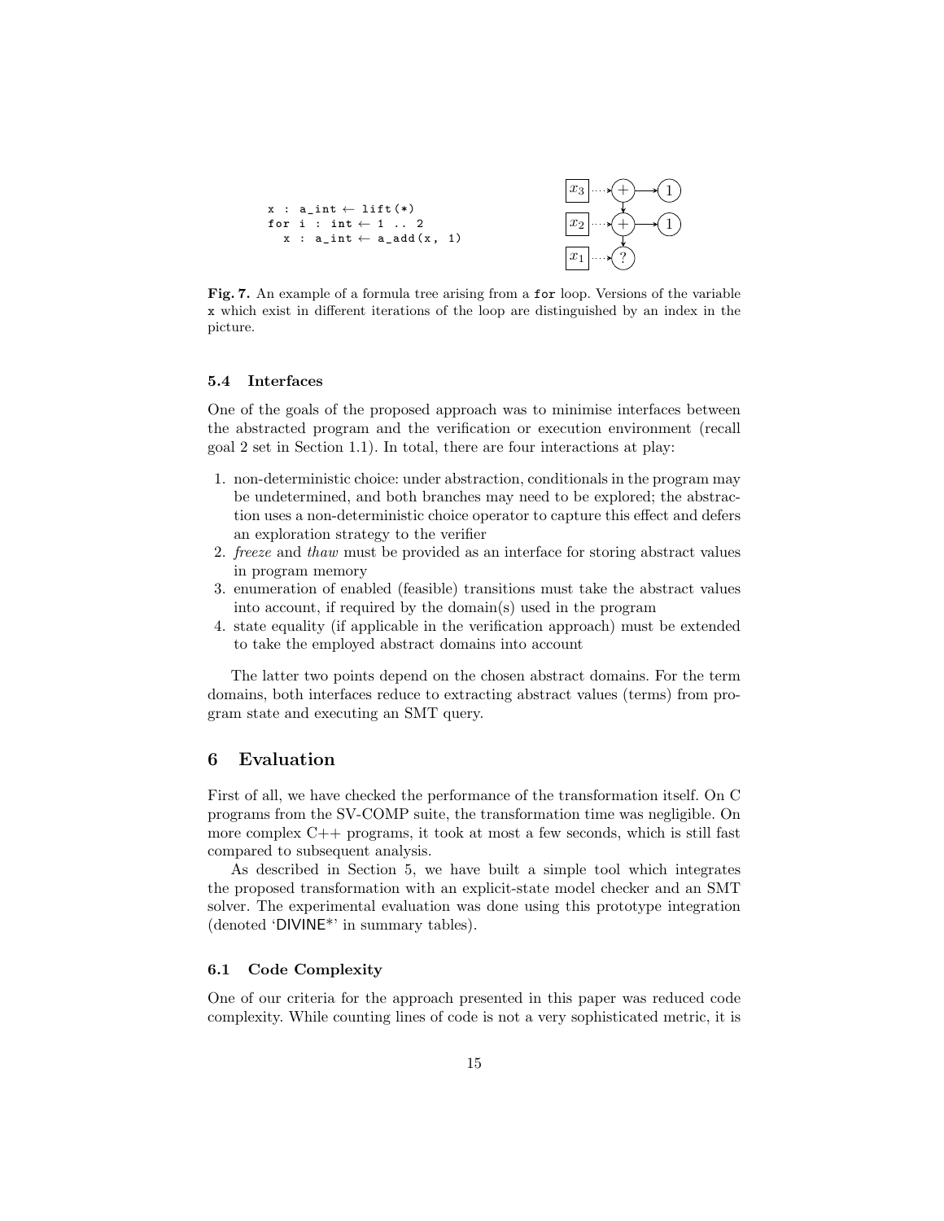```
x : a_int ← lift(*)
for i : int ← 1 .. 2
  x : a_int ← a_add(x, 1)
```

**Fig. 7.** An example of a formula tree arising from a `for` loop. Versions of the variable `x` which exist in different iterations of the loop are distinguished by an index in the picture.

### 5.4 Interfaces

One of the goals of the proposed approach was to minimise interfaces between the abstracted program and the verification or execution environment (recall goal 2 set in Section 1.1). In total, there are four interactions at play:

1. non-deterministic choice: under abstraction, conditionals in the program may be undetermined, and both branches may need to be explored; the abstraction uses a non-deterministic choice operator to capture this effect and defers an exploration strategy to the verifier
2. *freeze* and *thaw* must be provided as an interface for storing abstract values in program memory
3. enumeration of enabled (feasible) transitions must take the abstract values into account, if required by the domain(s) used in the program
4. state equality (if applicable in the verification approach) must be extended to take the employed abstract domains into account

The latter two points depend on the chosen abstract domains. For the term domains, both interfaces reduce to extracting abstract values (terms) from program state and executing an SMT query.

## 6 Evaluation

First of all, we have checked the performance of the transformation itself. On C programs from the SV-COMP suite, the transformation time was negligible. On more complex C++ programs, it took at most a few seconds, which is still fast compared to subsequent analysis.

As described in Section 5, we have built a simple tool which integrates the proposed transformation with an explicit-state model checker and an SMT solver. The experimental evaluation was done using this prototype integration (denoted 'DIVINE*' in summary tables).

### 6.1 Code Complexity

One of our criteria for the approach presented in this paper was reduced code complexity. While counting lines of code is not a very sophisticated metric, it is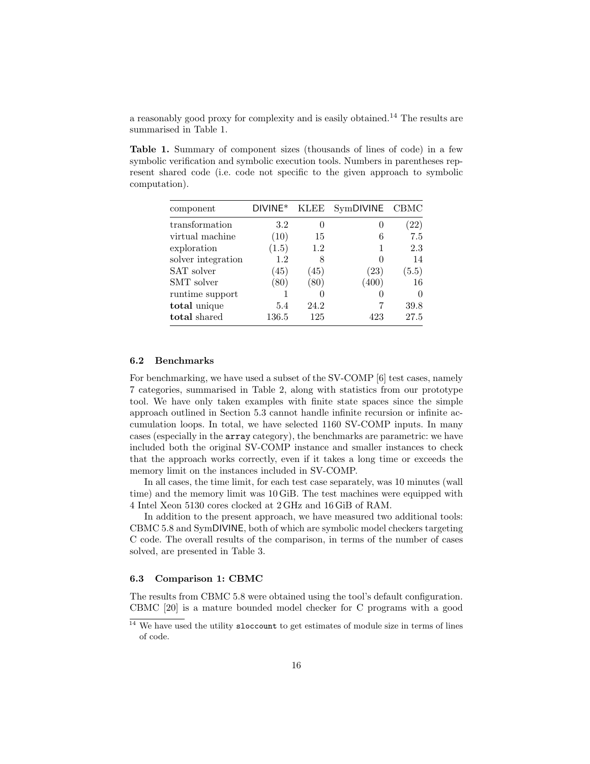a reasonably good proxy for complexity and is easily obtained.[14] The results are summarised in Table 1.

**Table 1.** Summary of component sizes (thousands of lines of code) in a few symbolic verification and symbolic execution tools. Numbers in parentheses represent shared code (i.e. code not specific to the given approach to symbolic computation).

| component | DIVINE* | KLEE | SymDIVINE | CBMC |
|---|---|---|---|---|
| transformation | 3.2 | 0 | 0 | (22) |
| virtual machine | (10) | 15 | 6 | 7.5 |
| exploration | (1.5) | 1.2 | 1 | 2.3 |
| solver integration | 1.2 | 8 | 0 | 14 |
| SAT solver | (45) | (45) | (23) | (5.5) |
| SMT solver | (80) | (80) | (400) | 16 |
| runtime support | 1 | 0 | 0 | 0 |
| **total** unique | 5.4 | 24.2 | 7 | 39.8 |
| **total** shared | 136.5 | 125 | 423 | 27.5 |

### 6.2 Benchmarks

For benchmarking, we have used a subset of the SV-COMP [6] test cases, namely 7 categories, summarised in Table 2, along with statistics from our prototype tool. We have only taken examples with finite state spaces since the simple approach outlined in Section 5.3 cannot handle infinite recursion or infinite accumulation loops. In total, we have selected 1160 SV-COMP inputs. In many cases (especially in the `array` category), the benchmarks are parametric: we have included both the original SV-COMP instance and smaller instances to check that the approach works correctly, even if it takes a long time or exceeds the memory limit on the instances included in SV-COMP.

In all cases, the time limit, for each test case separately, was 10 minutes (wall time) and the memory limit was 10 GiB. The test machines were equipped with 4 Intel Xeon 5130 cores clocked at 2 GHz and 16 GiB of RAM.

In addition to the present approach, we have measured two additional tools: CBMC 5.8 and SymDIVINE, both of which are symbolic model checkers targeting C code. The overall results of the comparison, in terms of the number of cases solved, are presented in Table 3.

### 6.3 Comparison 1: CBMC

The results from CBMC 5.8 were obtained using the tool's default configuration. CBMC [20] is a mature bounded model checker for C programs with a good

[14] We have used the utility `sloccount` to get estimates of module size in terms of lines of code.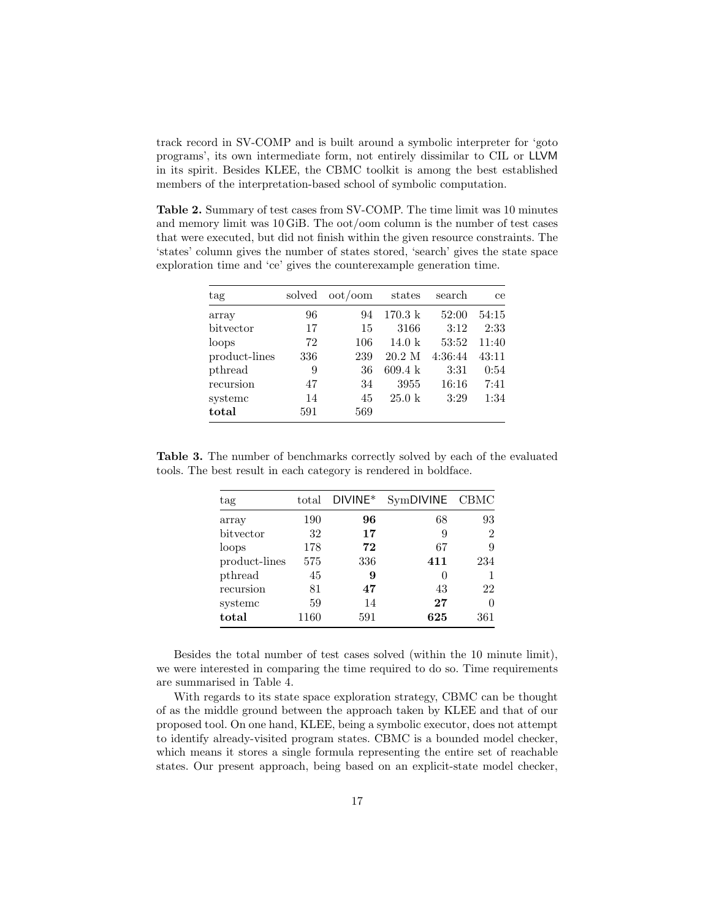track record in SV-COMP and is built around a symbolic interpreter for 'goto programs', its own intermediate form, not entirely dissimilar to CIL or LLVM in its spirit. Besides KLEE, the CBMC toolkit is among the best established members of the interpretation-based school of symbolic computation.

**Table 2.** Summary of test cases from SV-COMP. The time limit was 10 minutes and memory limit was 10 GiB. The oot/oom column is the number of test cases that were executed, but did not finish within the given resource constraints. The 'states' column gives the number of states stored, 'search' gives the state space exploration time and 'ce' gives the counterexample generation time.

| tag | solved | oot/oom | states | search | ce |
|---|---|---|---|---|---|
| array | 96 | 94 | 170.3 k | 52:00 | 54:15 |
| bitvector | 17 | 15 | 3166 | 3:12 | 2:33 |
| loops | 72 | 106 | 14.0 k | 53:52 | 11:40 |
| product-lines | 336 | 239 | 20.2 M | 4:36:44 | 43:11 |
| pthread | 9 | 36 | 609.4 k | 3:31 | 0:54 |
| recursion | 47 | 34 | 3955 | 16:16 | 7:41 |
| systemc | 14 | 45 | 25.0 k | 3:29 | 1:34 |
| **total** | 591 | 569 | | | |

**Table 3.** The number of benchmarks correctly solved by each of the evaluated tools. The best result in each category is rendered in boldface.

| tag | total | DIVINE* | SymDIVINE | CBMC |
|---|---|---|---|---|
| array | 190 | **96** | 68 | 93 |
| bitvector | 32 | **17** | 9 | 2 |
| loops | 178 | **72** | 67 | 9 |
| product-lines | 575 | 336 | **411** | 234 |
| pthread | 45 | **9** | 0 | 1 |
| recursion | 81 | **47** | 43 | 22 |
| systemc | 59 | 14 | **27** | 0 |
| **total** | 1160 | 591 | **625** | 361 |

Besides the total number of test cases solved (within the 10 minute limit), we were interested in comparing the time required to do so. Time requirements are summarised in Table 4.

With regards to its state space exploration strategy, CBMC can be thought of as the middle ground between the approach taken by KLEE and that of our proposed tool. On one hand, KLEE, being a symbolic executor, does not attempt to identify already-visited program states. CBMC is a bounded model checker, which means it stores a single formula representing the entire set of reachable states. Our present approach, being based on an explicit-state model checker,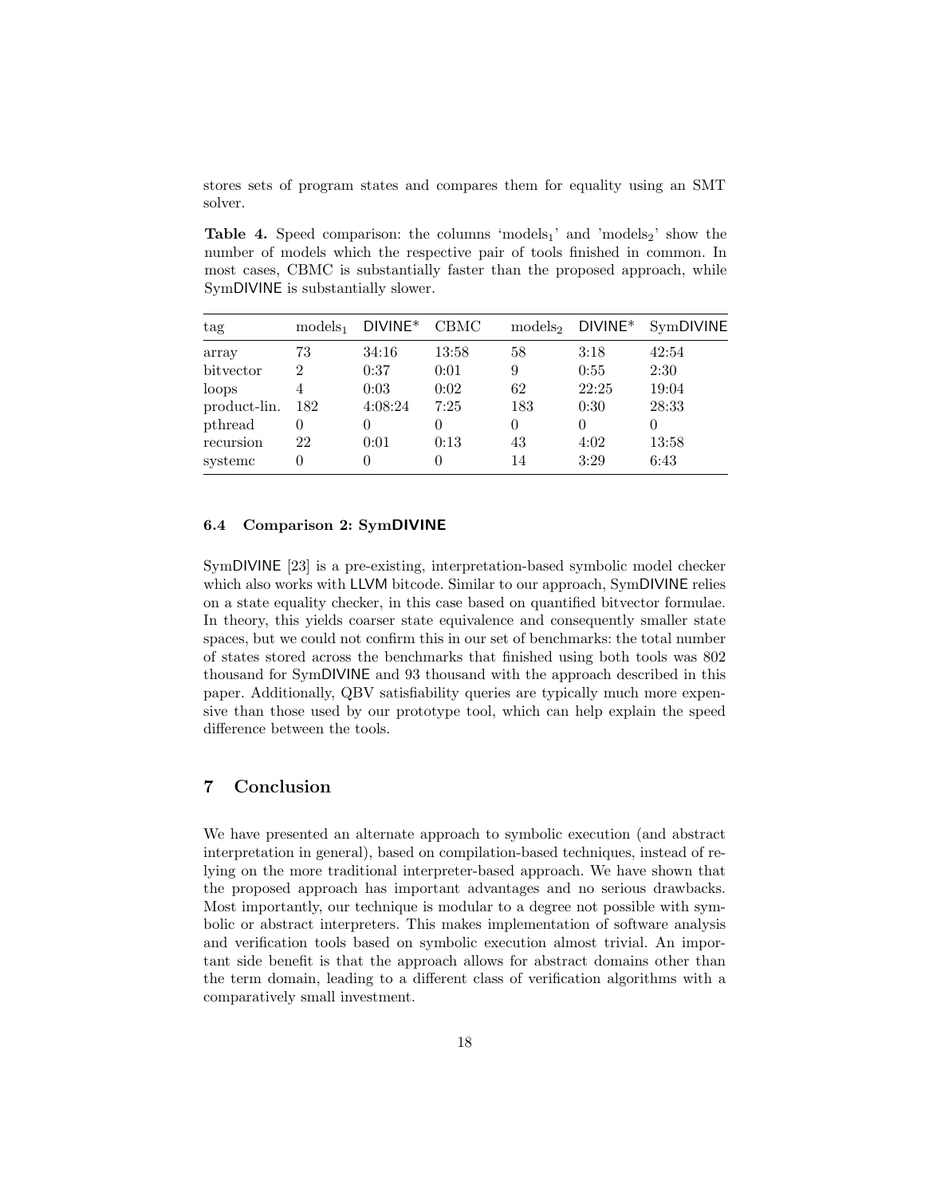stores sets of program states and compares them for equality using an SMT solver.

**Table 4.** Speed comparison: the columns 'models$_1$' and 'models$_2$' show the number of models which the respective pair of tools finished in common. In most cases, CBMC is substantially faster than the proposed approach, while SymDIVINE is substantially slower.

| tag | models$_1$ | DIVINE* | CBMC | models$_2$ | DIVINE* | SymDIVINE |
|---|---|---|---|---|---|---|
| array | 73 | 34:16 | 13:58 | 58 | 3:18 | 42:54 |
| bitvector | 2 | 0:37 | 0:01 | 9 | 0:55 | 2:30 |
| loops | 4 | 0:03 | 0:02 | 62 | 22:25 | 19:04 |
| product-lin. | 182 | 4:08:24 | 7:25 | 183 | 0:30 | 28:33 |
| pthread | 0 | 0 | 0 | 0 | 0 | 0 |
| recursion | 22 | 0:01 | 0:13 | 43 | 4:02 | 13:58 |
| systemc | 0 | 0 | 0 | 14 | 3:29 | 6:43 |

### 6.4 Comparison 2: SymDIVINE

SymDIVINE [23] is a pre-existing, interpretation-based symbolic model checker which also works with LLVM bitcode. Similar to our approach, SymDIVINE relies on a state equality checker, in this case based on quantified bitvector formulae. In theory, this yields coarser state equivalence and consequently smaller state spaces, but we could not confirm this in our set of benchmarks: the total number of states stored across the benchmarks that finished using both tools was 802 thousand for SymDIVINE and 93 thousand with the approach described in this paper. Additionally, QBV satisfiability queries are typically much more expensive than those used by our prototype tool, which can help explain the speed difference between the tools.

## 7 Conclusion

We have presented an alternate approach to symbolic execution (and abstract interpretation in general), based on compilation-based techniques, instead of relying on the more traditional interpreter-based approach. We have shown that the proposed approach has important advantages and no serious drawbacks. Most importantly, our technique is modular to a degree not possible with symbolic or abstract interpreters. This makes implementation of software analysis and verification tools based on symbolic execution almost trivial. An important side benefit is that the approach allows for abstract domains other than the term domain, leading to a different class of verification algorithms with a comparatively small investment.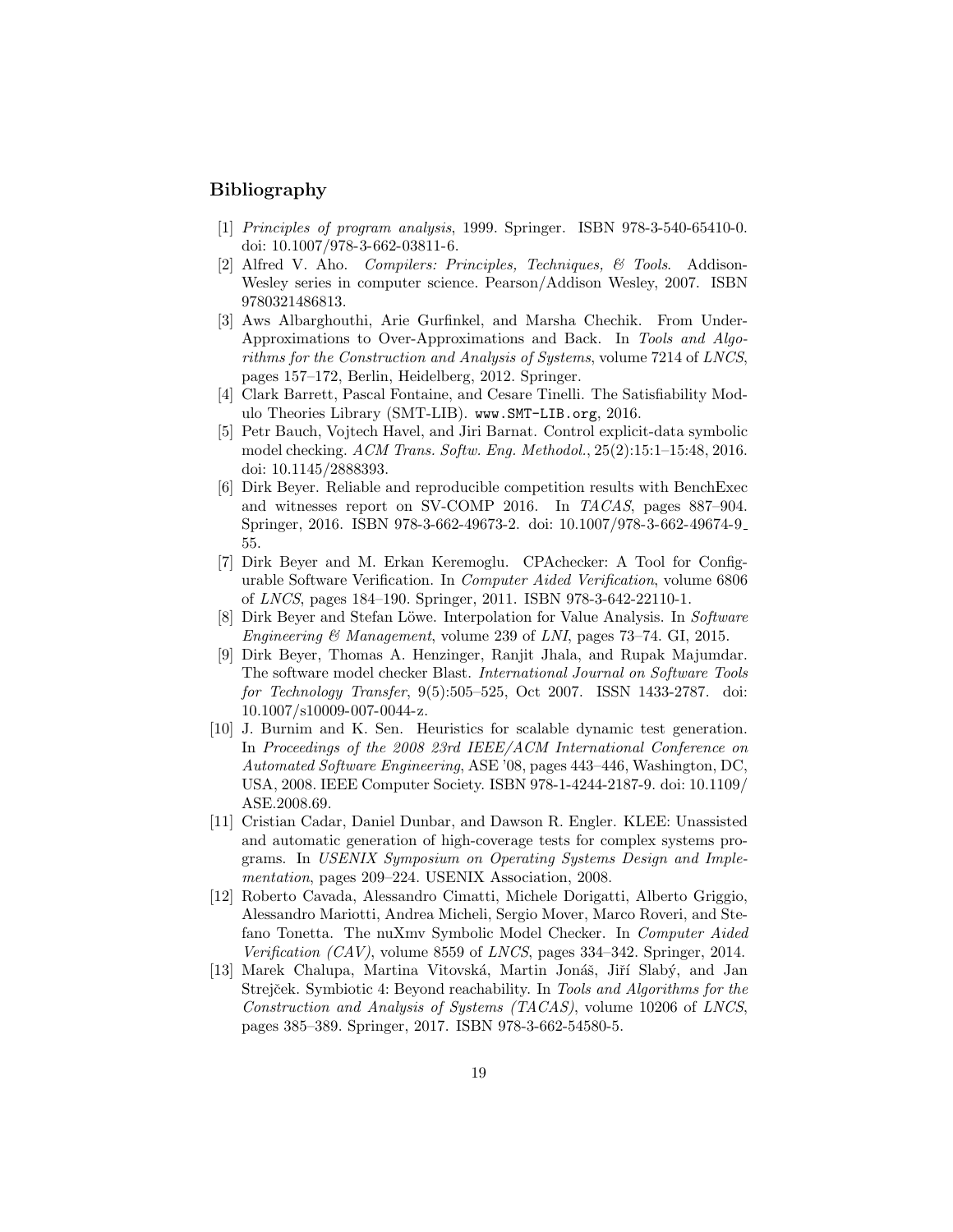## Bibliography

[1] *Principles of program analysis*, 1999. Springer. ISBN 978-3-540-65410-0. doi: 10.1007/978-3-662-03811-6.

[2] Alfred V. Aho. *Compilers: Principles, Techniques, & Tools*. Addison-Wesley series in computer science. Pearson/Addison Wesley, 2007. ISBN 9780321486813.

[3] Aws Albarghouthi, Arie Gurfinkel, and Marsha Chechik. From Under-Approximations to Over-Approximations and Back. In *Tools and Algorithms for the Construction and Analysis of Systems*, volume 7214 of *LNCS*, pages 157–172, Berlin, Heidelberg, 2012. Springer.

[4] Clark Barrett, Pascal Fontaine, and Cesare Tinelli. The Satisfiability Modulo Theories Library (SMT-LIB). www.SMT-LIB.org, 2016.

[5] Petr Bauch, Vojtech Havel, and Jiri Barnat. Control explicit-data symbolic model checking. *ACM Trans. Softw. Eng. Methodol.*, 25(2):15:1–15:48, 2016. doi: 10.1145/2888393.

[6] Dirk Beyer. Reliable and reproducible competition results with BenchExec and witnesses report on SV-COMP 2016. In *TACAS*, pages 887–904. Springer, 2016. ISBN 978-3-662-49673-2. doi: 10.1007/978-3-662-49674-9_55.

[7] Dirk Beyer and M. Erkan Keremoglu. CPAchecker: A Tool for Configurable Software Verification. In *Computer Aided Verification*, volume 6806 of *LNCS*, pages 184–190. Springer, 2011. ISBN 978-3-642-22110-1.

[8] Dirk Beyer and Stefan Löwe. Interpolation for Value Analysis. In *Software Engineering & Management*, volume 239 of *LNI*, pages 73–74. GI, 2015.

[9] Dirk Beyer, Thomas A. Henzinger, Ranjit Jhala, and Rupak Majumdar. The software model checker Blast. *International Journal on Software Tools for Technology Transfer*, 9(5):505–525, Oct 2007. ISSN 1433-2787. doi: 10.1007/s10009-007-0044-z.

[10] J. Burnim and K. Sen. Heuristics for scalable dynamic test generation. In *Proceedings of the 2008 23rd IEEE/ACM International Conference on Automated Software Engineering*, ASE '08, pages 443–446, Washington, DC, USA, 2008. IEEE Computer Society. ISBN 978-1-4244-2187-9. doi: 10.1109/ASE.2008.69.

[11] Cristian Cadar, Daniel Dunbar, and Dawson R. Engler. KLEE: Unassisted and automatic generation of high-coverage tests for complex systems programs. In *USENIX Symposium on Operating Systems Design and Implementation*, pages 209–224. USENIX Association, 2008.

[12] Roberto Cavada, Alessandro Cimatti, Michele Dorigatti, Alberto Griggio, Alessandro Mariotti, Andrea Micheli, Sergio Mover, Marco Roveri, and Stefano Tonetta. The nuXmv Symbolic Model Checker. In *Computer Aided Verification (CAV)*, volume 8559 of *LNCS*, pages 334–342. Springer, 2014.

[13] Marek Chalupa, Martina Vitovská, Martin Jonáš, Jiří Slabý, and Jan Strejček. Symbiotic 4: Beyond reachability. In *Tools and Algorithms for the Construction and Analysis of Systems (TACAS)*, volume 10206 of *LNCS*, pages 385–389. Springer, 2017. ISBN 978-3-662-54580-5.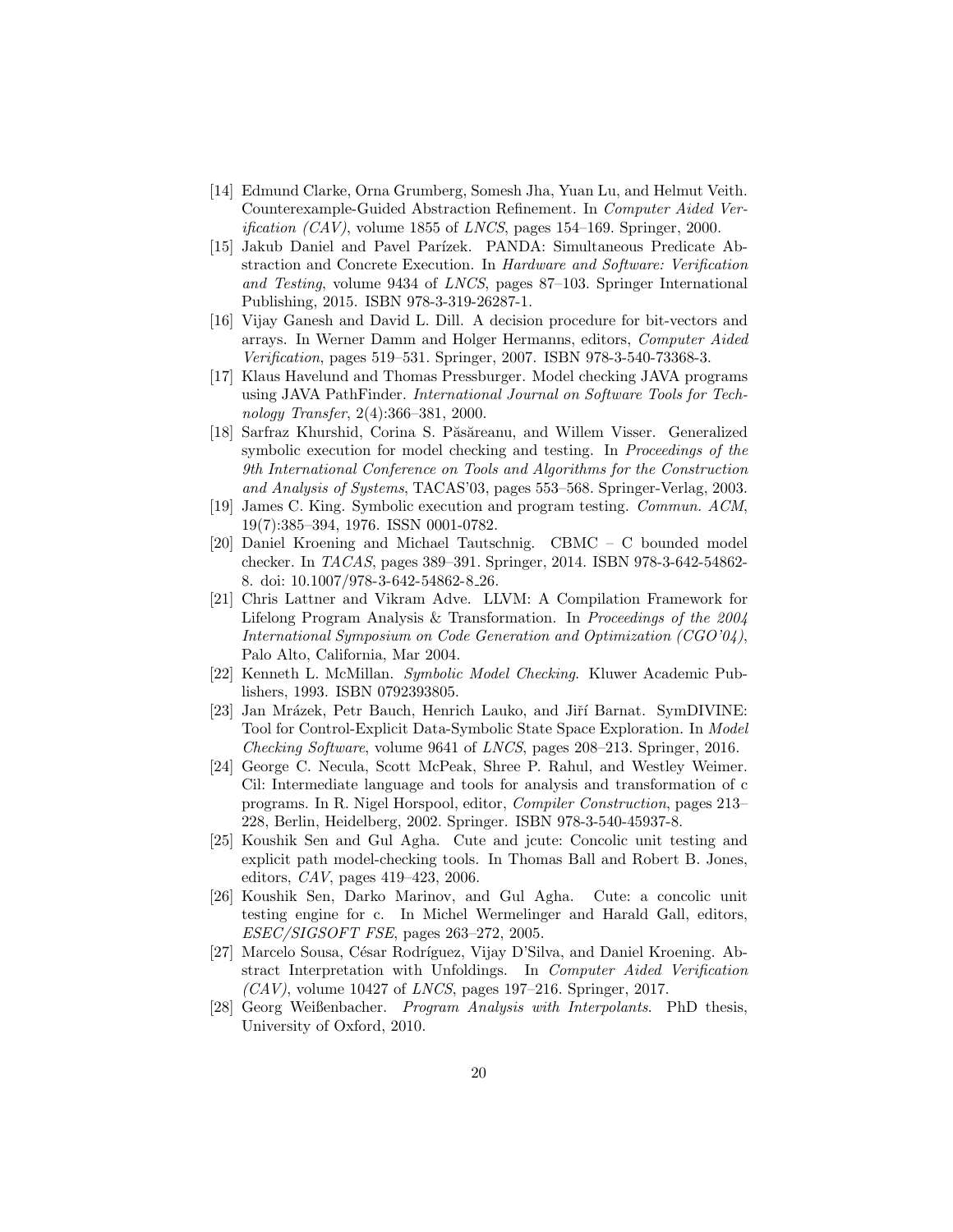[14] Edmund Clarke, Orna Grumberg, Somesh Jha, Yuan Lu, and Helmut Veith. Counterexample-Guided Abstraction Refinement. In *Computer Aided Verification (CAV)*, volume 1855 of *LNCS*, pages 154–169. Springer, 2000.

[15] Jakub Daniel and Pavel Parízek. PANDA: Simultaneous Predicate Abstraction and Concrete Execution. In *Hardware and Software: Verification and Testing*, volume 9434 of *LNCS*, pages 87–103. Springer International Publishing, 2015. ISBN 978-3-319-26287-1.

[16] Vijay Ganesh and David L. Dill. A decision procedure for bit-vectors and arrays. In Werner Damm and Holger Hermanns, editors, *Computer Aided Verification*, pages 519–531. Springer, 2007. ISBN 978-3-540-73368-3.

[17] Klaus Havelund and Thomas Pressburger. Model checking JAVA programs using JAVA PathFinder. *International Journal on Software Tools for Technology Transfer*, 2(4):366–381, 2000.

[18] Sarfraz Khurshid, Corina S. Păsăreanu, and Willem Visser. Generalized symbolic execution for model checking and testing. In *Proceedings of the 9th International Conference on Tools and Algorithms for the Construction and Analysis of Systems*, TACAS'03, pages 553–568. Springer-Verlag, 2003.

[19] James C. King. Symbolic execution and program testing. *Commun. ACM*, 19(7):385–394, 1976. ISSN 0001-0782.

[20] Daniel Kroening and Michael Tautschnig. CBMC – C bounded model checker. In *TACAS*, pages 389–391. Springer, 2014. ISBN 978-3-642-54862-8. doi: 10.1007/978-3-642-54862-8_26.

[21] Chris Lattner and Vikram Adve. LLVM: A Compilation Framework for Lifelong Program Analysis & Transformation. In *Proceedings of the 2004 International Symposium on Code Generation and Optimization (CGO'04)*, Palo Alto, California, Mar 2004.

[22] Kenneth L. McMillan. *Symbolic Model Checking*. Kluwer Academic Publishers, 1993. ISBN 0792393805.

[23] Jan Mrázek, Petr Bauch, Henrich Lauko, and Jiří Barnat. SymDIVINE: Tool for Control-Explicit Data-Symbolic State Space Exploration. In *Model Checking Software*, volume 9641 of *LNCS*, pages 208–213. Springer, 2016.

[24] George C. Necula, Scott McPeak, Shree P. Rahul, and Westley Weimer. Cil: Intermediate language and tools for analysis and transformation of c programs. In R. Nigel Horspool, editor, *Compiler Construction*, pages 213–228, Berlin, Heidelberg, 2002. Springer. ISBN 978-3-540-45937-8.

[25] Koushik Sen and Gul Agha. Cute and jcute: Concolic unit testing and explicit path model-checking tools. In Thomas Ball and Robert B. Jones, editors, *CAV*, pages 419–423, 2006.

[26] Koushik Sen, Darko Marinov, and Gul Agha. Cute: a concolic unit testing engine for c. In Michel Wermelinger and Harald Gall, editors, *ESEC/SIGSOFT FSE*, pages 263–272, 2005.

[27] Marcelo Sousa, César Rodríguez, Vijay D'Silva, and Daniel Kroening. Abstract Interpretation with Unfoldings. In *Computer Aided Verification (CAV)*, volume 10427 of *LNCS*, pages 197–216. Springer, 2017.

[28] Georg Weißenbacher. *Program Analysis with Interpolants*. PhD thesis, University of Oxford, 2010.